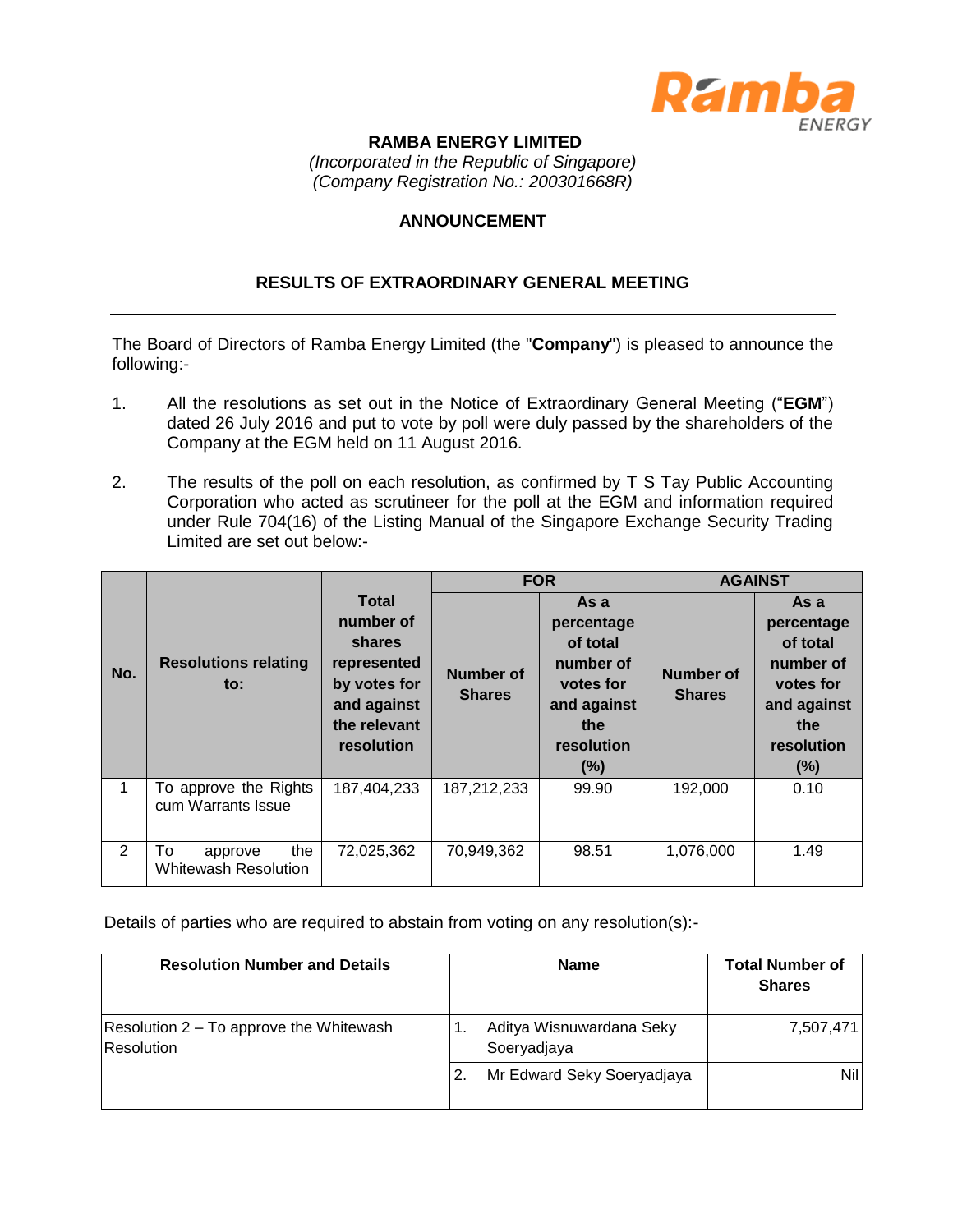# RAMBA ENERGY LIMITED

*(Incorporated in the Republic of Singapore)*
*(Company Registration No.: 200301668R)*

## ANNOUNCEMENT

## RESULTS OF EXTRAORDINARY GENERAL MEETING

The Board of Directors of Ramba Energy Limited (the "**Company**") is pleased to announce the following:-

1. All the resolutions as set out in the Notice of Extraordinary General Meeting ("**EGM**") dated 26 July 2016 and put to vote by poll were duly passed by the shareholders of the Company at the EGM held on 11 August 2016.

2. The results of the poll on each resolution, as confirmed by T S Tay Public Accounting Corporation who acted as scrutineer for the poll at the EGM and information required under Rule 704(16) of the Listing Manual of the Singapore Exchange Security Trading Limited are set out below:-

| No. | Resolutions relating to: | Total number of shares represented by votes for and against the relevant resolution | FOR | | AGAINST | |
|---|---|---|---|---|---|---|
| | | | Number of Shares | As a percentage of total number of votes for and against the resolution (%) | Number of Shares | As a percentage of total number of votes for and against the resolution (%) |
| 1 | To approve the Rights cum Warrants Issue | 187,404,233 | 187,212,233 | 99.90 | 192,000 | 0.10 |
| 2 | To approve the Whitewash Resolution | 72,025,362 | 70,949,362 | 98.51 | 1,076,000 | 1.49 |

Details of parties who are required to abstain from voting on any resolution(s):-

| Resolution Number and Details | Name | Total Number of Shares |
|---|---|---|
| Resolution 2 – To approve the Whitewash Resolution | 1. Aditya Wisnuwardana Seky Soeryadjaya | 7,507,471 |
| | 2. Mr Edward Seky Soeryadjaya | Nil |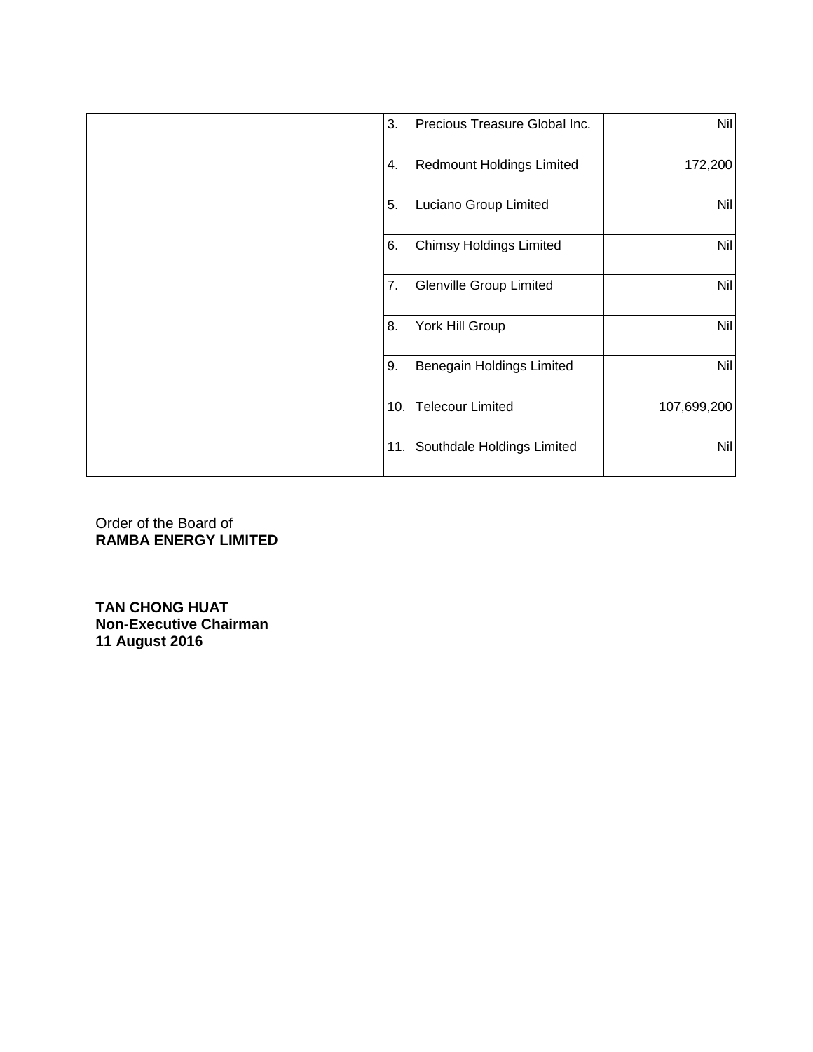| | | |
|---|---|---|
| | 3. Precious Treasure Global Inc. | Nil |
| | 4. Redmount Holdings Limited | 172,200 |
| | 5. Luciano Group Limited | Nil |
| | 6. Chimsy Holdings Limited | Nil |
| | 7. Glenville Group Limited | Nil |
| | 8. York Hill Group | Nil |
| | 9. Benegain Holdings Limited | Nil |
| | 10. Telecour Limited | 107,699,200 |
| | 11. Southdale Holdings Limited | Nil |

Order of the Board of
**RAMBA ENERGY LIMITED**

**TAN CHONG HUAT**
**Non-Executive Chairman**
**11 August 2016**